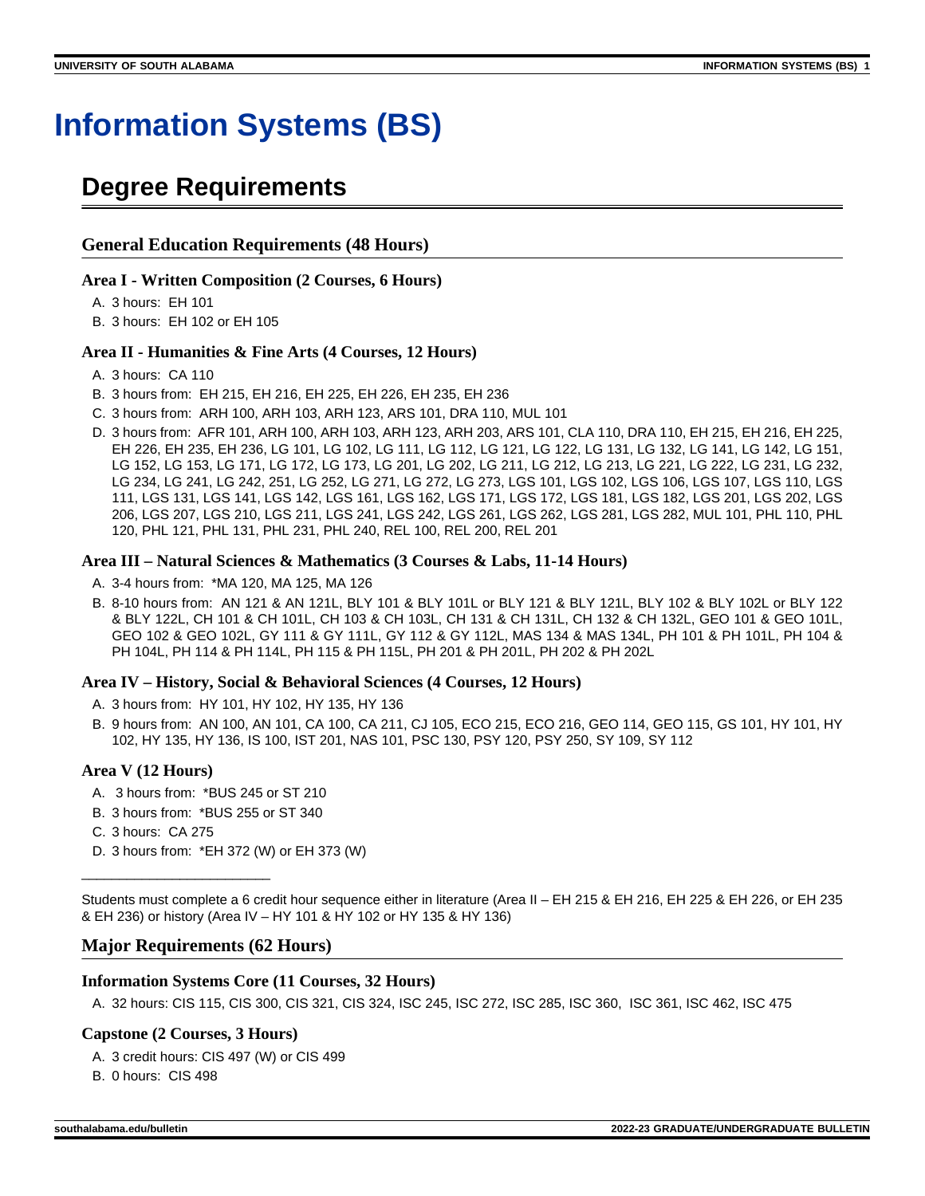# Information Systems (BS)

## Degree Requirements

### General Education Requirements (48 Hours)

#### Area I - Written Composition (2 Courses, 6 Hours)

A. 3 hours: EH 101
B. 3 hours: EH 102 or EH 105

#### Area II - Humanities & Fine Arts (4 Courses, 12 Hours)

A. 3 hours: CA 110
B. 3 hours from: EH 215, EH 216, EH 225, EH 226, EH 235, EH 236
C. 3 hours from: ARH 100, ARH 103, ARH 123, ARS 101, DRA 110, MUL 101
D. 3 hours from: AFR 101, ARH 100, ARH 103, ARH 123, ARH 203, ARS 101, CLA 110, DRA 110, EH 215, EH 216, EH 225, EH 226, EH 235, EH 236, LG 101, LG 102, LG 111, LG 112, LG 121, LG 122, LG 131, LG 132, LG 141, LG 142, LG 151, LG 152, LG 153, LG 171, LG 172, LG 173, LG 201, LG 202, LG 211, LG 212, LG 213, LG 221, LG 222, LG 231, LG 232, LG 234, LG 241, LG 242, 251, LG 252, LG 271, LG 272, LG 273, LGS 101, LGS 102, LGS 106, LGS 107, LGS 110, LGS 111, LGS 131, LGS 141, LGS 142, LGS 161, LGS 162, LGS 171, LGS 172, LGS 181, LGS 182, LGS 201, LGS 202, LGS 206, LGS 207, LGS 210, LGS 211, LGS 241, LGS 242, LGS 261, LGS 262, LGS 281, LGS 282, MUL 101, PHL 110, PHL 120, PHL 121, PHL 131, PHL 231, PHL 240, REL 100, REL 200, REL 201

#### Area III – Natural Sciences & Mathematics (3 Courses & Labs, 11-14 Hours)

A. 3-4 hours from: *MA 120, MA 125, MA 126
B. 8-10 hours from: AN 121 & AN 121L, BLY 101 & BLY 101L or BLY 121 & BLY 121L, BLY 102 & BLY 102L or BLY 122 & BLY 122L, CH 101 & CH 101L, CH 103 & CH 103L, CH 131 & CH 131L, CH 132 & CH 132L, GEO 101 & GEO 101L, GEO 102 & GEO 102L, GY 111 & GY 111L, GY 112 & GY 112L, MAS 134 & MAS 134L, PH 101 & PH 101L, PH 104 & PH 104L, PH 114 & PH 114L, PH 115 & PH 115L, PH 201 & PH 201L, PH 202 & PH 202L

#### Area IV – History, Social & Behavioral Sciences (4 Courses, 12 Hours)

A. 3 hours from: HY 101, HY 102, HY 135, HY 136
B. 9 hours from: AN 100, AN 101, CA 100, CA 211, CJ 105, ECO 215, ECO 216, GEO 114, GEO 115, GS 101, HY 101, HY 102, HY 135, HY 136, IS 100, IST 201, NAS 101, PSC 130, PSY 120, PSY 250, SY 109, SY 112

#### Area V (12 Hours)

A. 3 hours from: *BUS 245 or ST 210
B. 3 hours from: *BUS 255 or ST 340
C. 3 hours: CA 275
D. 3 hours from: *EH 372 (W) or EH 373 (W)

_________________________

Students must complete a 6 credit hour sequence either in literature (Area II – EH 215 & EH 216, EH 225 & EH 226, or EH 235 & EH 236) or history (Area IV – HY 101 & HY 102 or HY 135 & HY 136)

### Major Requirements (62 Hours)

#### Information Systems Core (11 Courses, 32 Hours)

A. 32 hours: CIS 115, CIS 300, CIS 321, CIS 324, ISC 245, ISC 272, ISC 285, ISC 360, ISC 361, ISC 462, ISC 475

#### Capstone (2 Courses, 3 Hours)

A. 3 credit hours: CIS 497 (W) or CIS 499
B. 0 hours: CIS 498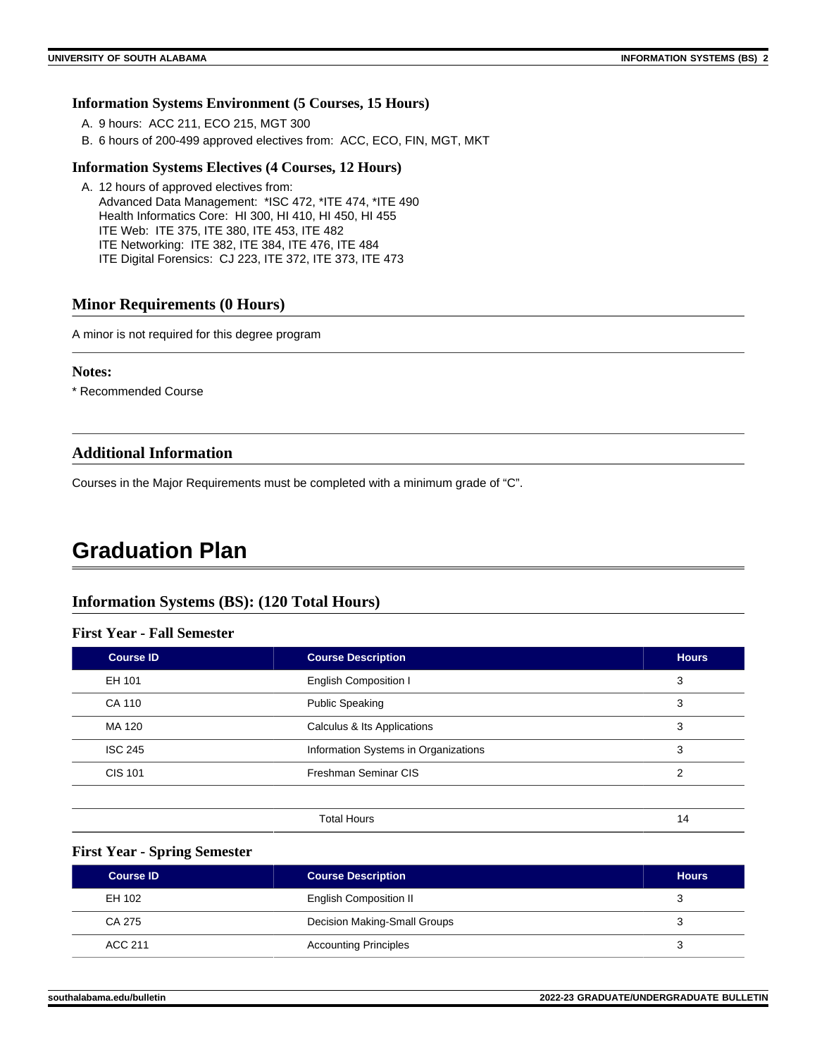### Information Systems Environment (5 Courses, 15 Hours)

A. 9 hours: ACC 211, ECO 215, MGT 300
B. 6 hours of 200-499 approved electives from: ACC, ECO, FIN, MGT, MKT

### Information Systems Electives (4 Courses, 12 Hours)

A. 12 hours of approved electives from:
   Advanced Data Management: *ISC 472, *ITE 474, *ITE 490
   Health Informatics Core: HI 300, HI 410, HI 450, HI 455
   ITE Web: ITE 375, ITE 380, ITE 453, ITE 482
   ITE Networking: ITE 382, ITE 384, ITE 476, ITE 484
   ITE Digital Forensics: CJ 223, ITE 372, ITE 373, ITE 473

## Minor Requirements (0 Hours)

A minor is not required for this degree program

### Notes:

* Recommended Course

## Additional Information

Courses in the Major Requirements must be completed with a minimum grade of "C".

# Graduation Plan

## Information Systems (BS): (120 Total Hours)

### First Year - Fall Semester

| Course ID | Course Description | Hours |
|---|---|---|
| EH 101 | English Composition I | 3 |
| CA 110 | Public Speaking | 3 |
| MA 120 | Calculus & Its Applications | 3 |
| ISC 245 | Information Systems in Organizations | 3 |
| CIS 101 | Freshman Seminar CIS | 2 |
| | | |
| | Total Hours | 14 |

### First Year - Spring Semester

| Course ID | Course Description | Hours |
|---|---|---|
| EH 102 | English Composition II | 3 |
| CA 275 | Decision Making-Small Groups | 3 |
| ACC 211 | Accounting Principles | 3 |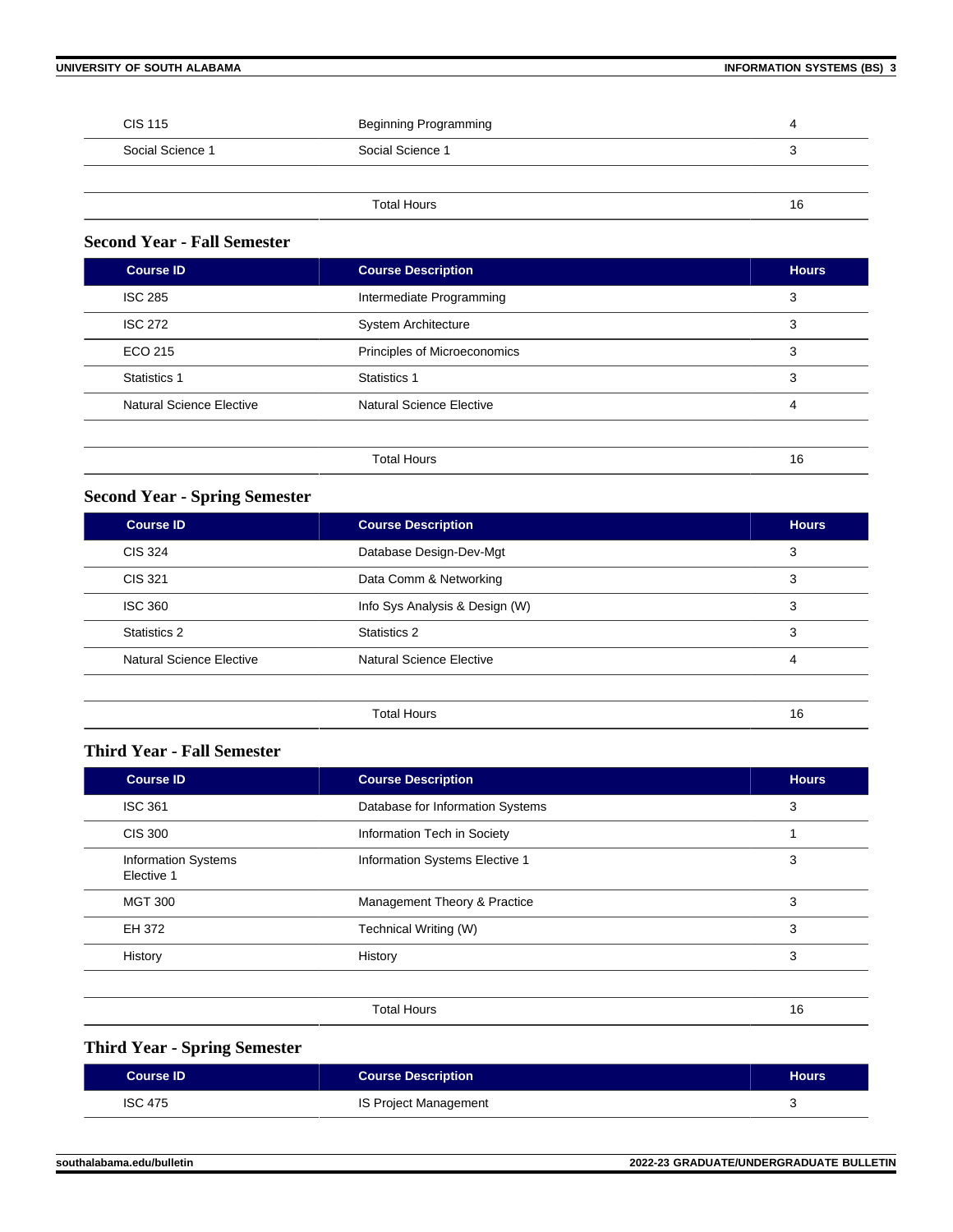| Course ID | Course Description | Hours |
|---|---|---|
| CIS 115 | Beginning Programming | 4 |
| Social Science 1 | Social Science 1 | 3 |
| | Total Hours | 16 |

### Second Year - Fall Semester

| Course ID | Course Description | Hours |
|---|---|---|
| ISC 285 | Intermediate Programming | 3 |
| ISC 272 | System Architecture | 3 |
| ECO 215 | Principles of Microeconomics | 3 |
| Statistics 1 | Statistics 1 | 3 |
| Natural Science Elective | Natural Science Elective | 4 |
| | Total Hours | 16 |

### Second Year - Spring Semester

| Course ID | Course Description | Hours |
|---|---|---|
| CIS 324 | Database Design-Dev-Mgt | 3 |
| CIS 321 | Data Comm & Networking | 3 |
| ISC 360 | Info Sys Analysis & Design (W) | 3 |
| Statistics 2 | Statistics 2 | 3 |
| Natural Science Elective | Natural Science Elective | 4 |
| | Total Hours | 16 |

### Third Year - Fall Semester

| Course ID | Course Description | Hours |
|---|---|---|
| ISC 361 | Database for Information Systems | 3 |
| CIS 300 | Information Tech in Society | 1 |
| Information Systems Elective 1 | Information Systems Elective 1 | 3 |
| MGT 300 | Management Theory & Practice | 3 |
| EH 372 | Technical Writing (W) | 3 |
| History | History | 3 |
| | Total Hours | 16 |

### Third Year - Spring Semester

| Course ID | Course Description | Hours |
|---|---|---|
| ISC 475 | IS Project Management | 3 |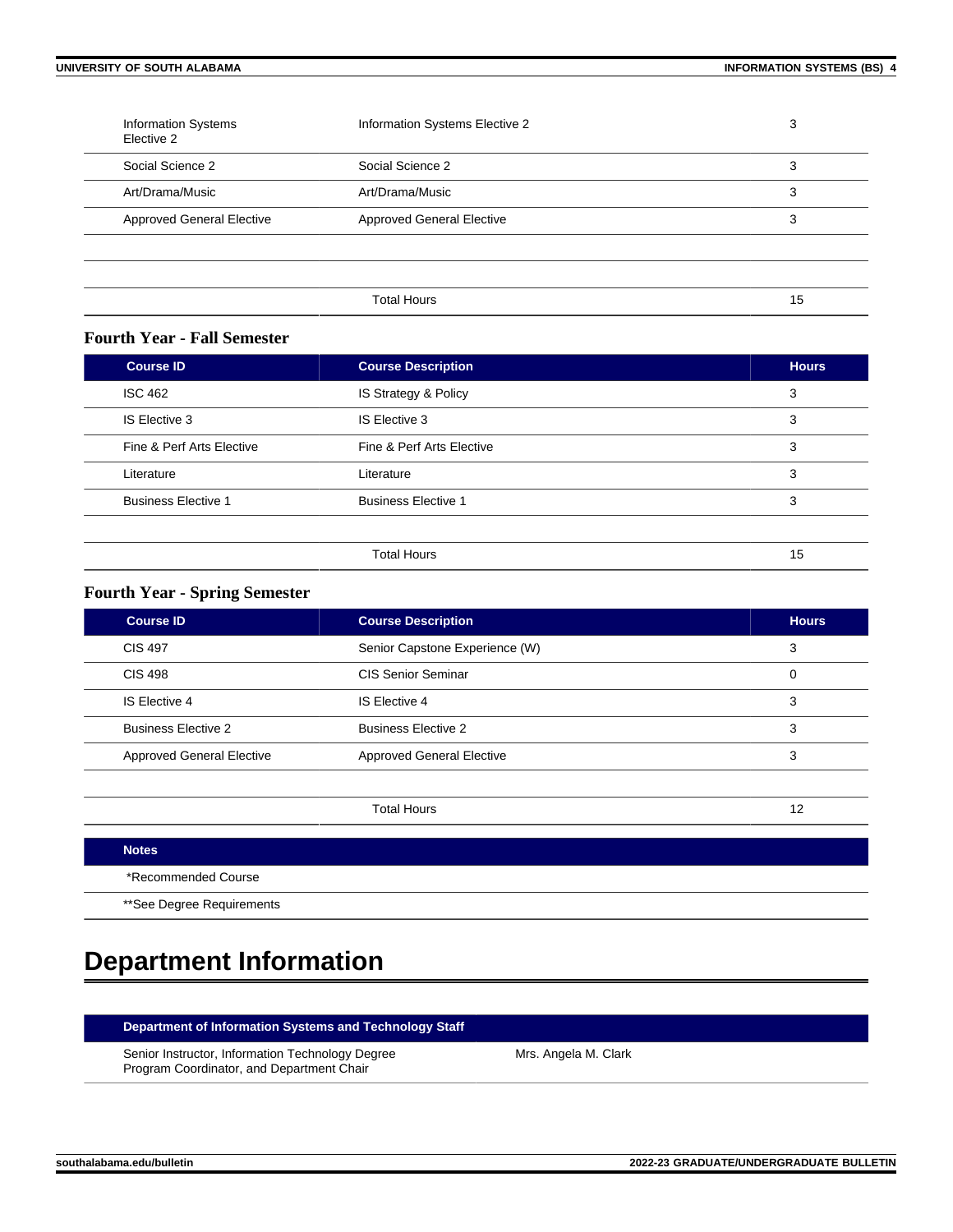| | | |
|---|---|---|
| Information Systems Elective 2 | Information Systems Elective 2 | 3 |
| Social Science 2 | Social Science 2 | 3 |
| Art/Drama/Music | Art/Drama/Music | 3 |
| Approved General Elective | Approved General Elective | 3 |
| | | |
| | | |
| | Total Hours | 15 |

### Fourth Year - Fall Semester

| Course ID | Course Description | Hours |
|---|---|---|
| ISC 462 | IS Strategy & Policy | 3 |
| IS Elective 3 | IS Elective 3 | 3 |
| Fine & Perf Arts Elective | Fine & Perf Arts Elective | 3 |
| Literature | Literature | 3 |
| Business Elective 1 | Business Elective 1 | 3 |
| | | |
| | Total Hours | 15 |

### Fourth Year - Spring Semester

| Course ID | Course Description | Hours |
|---|---|---|
| CIS 497 | Senior Capstone Experience (W) | 3 |
| CIS 498 | CIS Senior Seminar | 0 |
| IS Elective 4 | IS Elective 4 | 3 |
| Business Elective 2 | Business Elective 2 | 3 |
| Approved General Elective | Approved General Elective | 3 |
| | | |
| | Total Hours | 12 |

| Notes |
|---|
| *Recommended Course |
| **See Degree Requirements |

# Department Information

| Department of Information Systems and Technology Staff | |
|---|---|
| Senior Instructor, Information Technology Degree Program Coordinator, and Department Chair | Mrs. Angela M. Clark |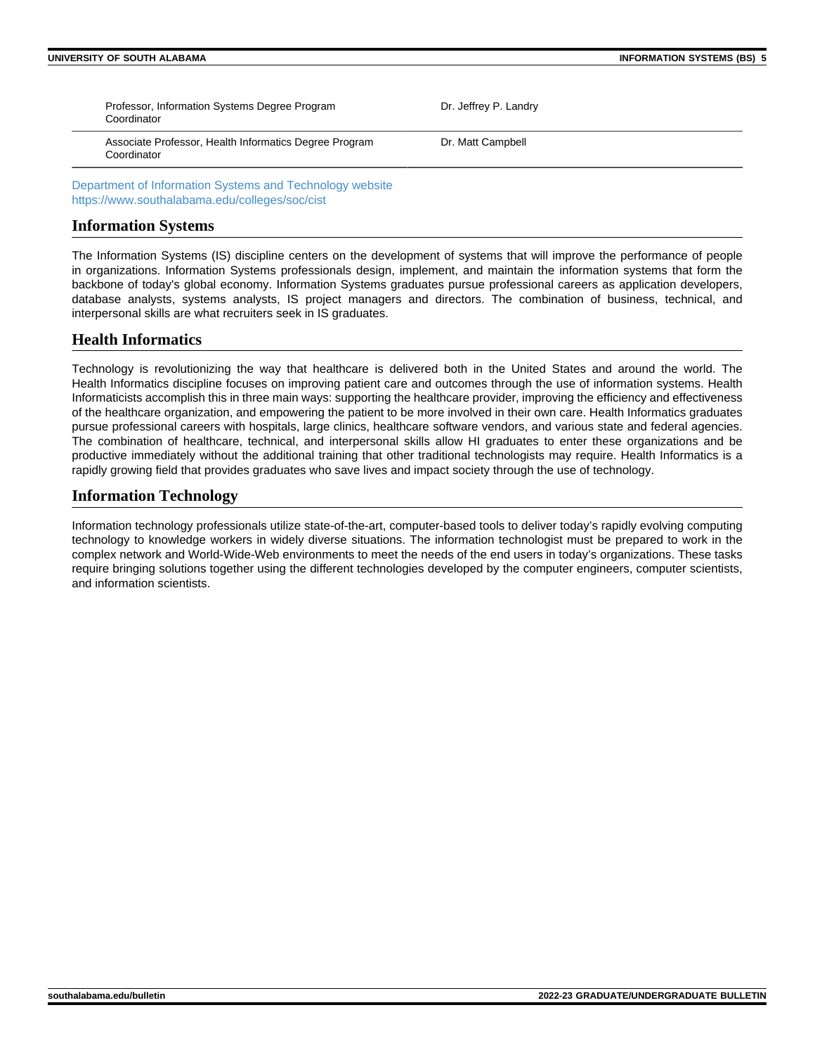| | |
|---|---|
| Professor, Information Systems Degree Program Coordinator | Dr. Jeffrey P. Landry |
| Associate Professor, Health Informatics Degree Program Coordinator | Dr. Matt Campbell |

Department of Information Systems and Technology website
https://www.southalabama.edu/colleges/soc/cist

## Information Systems

The Information Systems (IS) discipline centers on the development of systems that will improve the performance of people in organizations. Information Systems professionals design, implement, and maintain the information systems that form the backbone of today's global economy. Information Systems graduates pursue professional careers as application developers, database analysts, systems analysts, IS project managers and directors. The combination of business, technical, and interpersonal skills are what recruiters seek in IS graduates.

## Health Informatics

Technology is revolutionizing the way that healthcare is delivered both in the United States and around the world. The Health Informatics discipline focuses on improving patient care and outcomes through the use of information systems. Health Informaticists accomplish this in three main ways: supporting the healthcare provider, improving the efficiency and effectiveness of the healthcare organization, and empowering the patient to be more involved in their own care. Health Informatics graduates pursue professional careers with hospitals, large clinics, healthcare software vendors, and various state and federal agencies. The combination of healthcare, technical, and interpersonal skills allow HI graduates to enter these organizations and be productive immediately without the additional training that other traditional technologists may require. Health Informatics is a rapidly growing field that provides graduates who save lives and impact society through the use of technology.

## Information Technology

Information technology professionals utilize state-of-the-art, computer-based tools to deliver today's rapidly evolving computing technology to knowledge workers in widely diverse situations. The information technologist must be prepared to work in the complex network and World-Wide-Web environments to meet the needs of the end users in today's organizations. These tasks require bringing solutions together using the different technologies developed by the computer engineers, computer scientists, and information scientists.